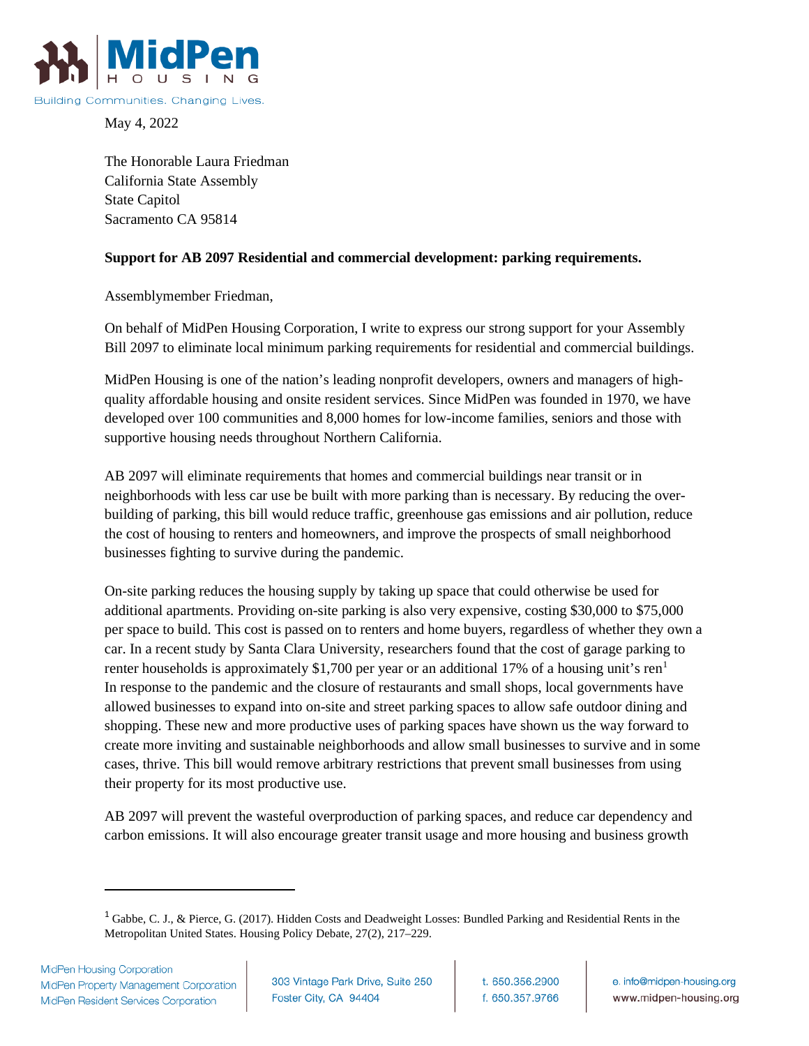**MidPen HOUSING**

Building Communities. Changing Lives.

May 4, 2022

The Honorable Laura Friedman
California State Assembly
State Capitol
Sacramento CA 95814

**Support for AB 2097 Residential and commercial development: parking requirements.**

Assemblymember Friedman,

On behalf of MidPen Housing Corporation, I write to express our strong support for your Assembly Bill 2097 to eliminate local minimum parking requirements for residential and commercial buildings.

MidPen Housing is one of the nation's leading nonprofit developers, owners and managers of high-quality affordable housing and onsite resident services. Since MidPen was founded in 1970, we have developed over 100 communities and 8,000 homes for low-income families, seniors and those with supportive housing needs throughout Northern California.

AB 2097 will eliminate requirements that homes and commercial buildings near transit or in neighborhoods with less car use be built with more parking than is necessary. By reducing the over-building of parking, this bill would reduce traffic, greenhouse gas emissions and air pollution, reduce the cost of housing to renters and homeowners, and improve the prospects of small neighborhood businesses fighting to survive during the pandemic.

On-site parking reduces the housing supply by taking up space that could otherwise be used for additional apartments. Providing on-site parking is also very expensive, costing $30,000 to $75,000 per space to build. This cost is passed on to renters and home buyers, regardless of whether they own a car. In a recent study by Santa Clara University, researchers found that the cost of garage parking to renter households is approximately $1,700 per year or an additional 17% of a housing unit's ren[1]
In response to the pandemic and the closure of restaurants and small shops, local governments have allowed businesses to expand into on-site and street parking spaces to allow safe outdoor dining and shopping. These new and more productive uses of parking spaces have shown us the way forward to create more inviting and sustainable neighborhoods and allow small businesses to survive and in some cases, thrive. This bill would remove arbitrary restrictions that prevent small businesses from using their property for its most productive use.

AB 2097 will prevent the wasteful overproduction of parking spaces, and reduce car dependency and carbon emissions. It will also encourage greater transit usage and more housing and business growth

---

[1] Gabbe, C. J., & Pierce, G. (2017). Hidden Costs and Deadweight Losses: Bundled Parking and Residential Rents in the Metropolitan United States. Housing Policy Debate, 27(2), 217–229.

MidPen Housing Corporation
MidPen Property Management Corporation
MidPen Resident Services Corporation

303 Vintage Park Drive, Suite 250
Foster City, CA 94404

t. 650.356.2900
f. 650.357.9766

e. info@midpen-housing.org
www.midpen-housing.org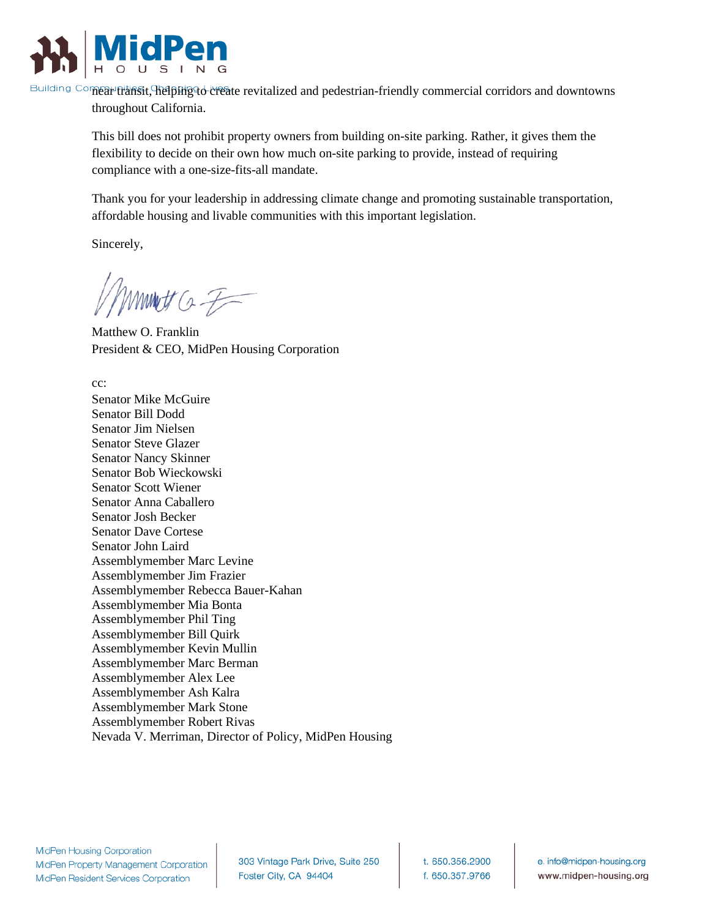near transit, helping to create revitalized and pedestrian-friendly commercial corridors and downtowns throughout California.

This bill does not prohibit property owners from building on-site parking. Rather, it gives them the flexibility to decide on their own how much on-site parking to provide, instead of requiring compliance with a one-size-fits-all mandate.

Thank you for your leadership in addressing climate change and promoting sustainable transportation, affordable housing and livable communities with this important legislation.

Sincerely,

Matthew O. Franklin
President & CEO, MidPen Housing Corporation

cc:
Senator Mike McGuire
Senator Bill Dodd
Senator Jim Nielsen
Senator Steve Glazer
Senator Nancy Skinner
Senator Bob Wieckowski
Senator Scott Wiener
Senator Anna Caballero
Senator Josh Becker
Senator Dave Cortese
Senator John Laird
Assemblymember Marc Levine
Assemblymember Jim Frazier
Assemblymember Rebecca Bauer-Kahan
Assemblymember Mia Bonta
Assemblymember Phil Ting
Assemblymember Bill Quirk
Assemblymember Kevin Mullin
Assemblymember Marc Berman
Assemblymember Alex Lee
Assemblymember Ash Kalra
Assemblymember Mark Stone
Assemblymember Robert Rivas
Nevada V. Merriman, Director of Policy, MidPen Housing